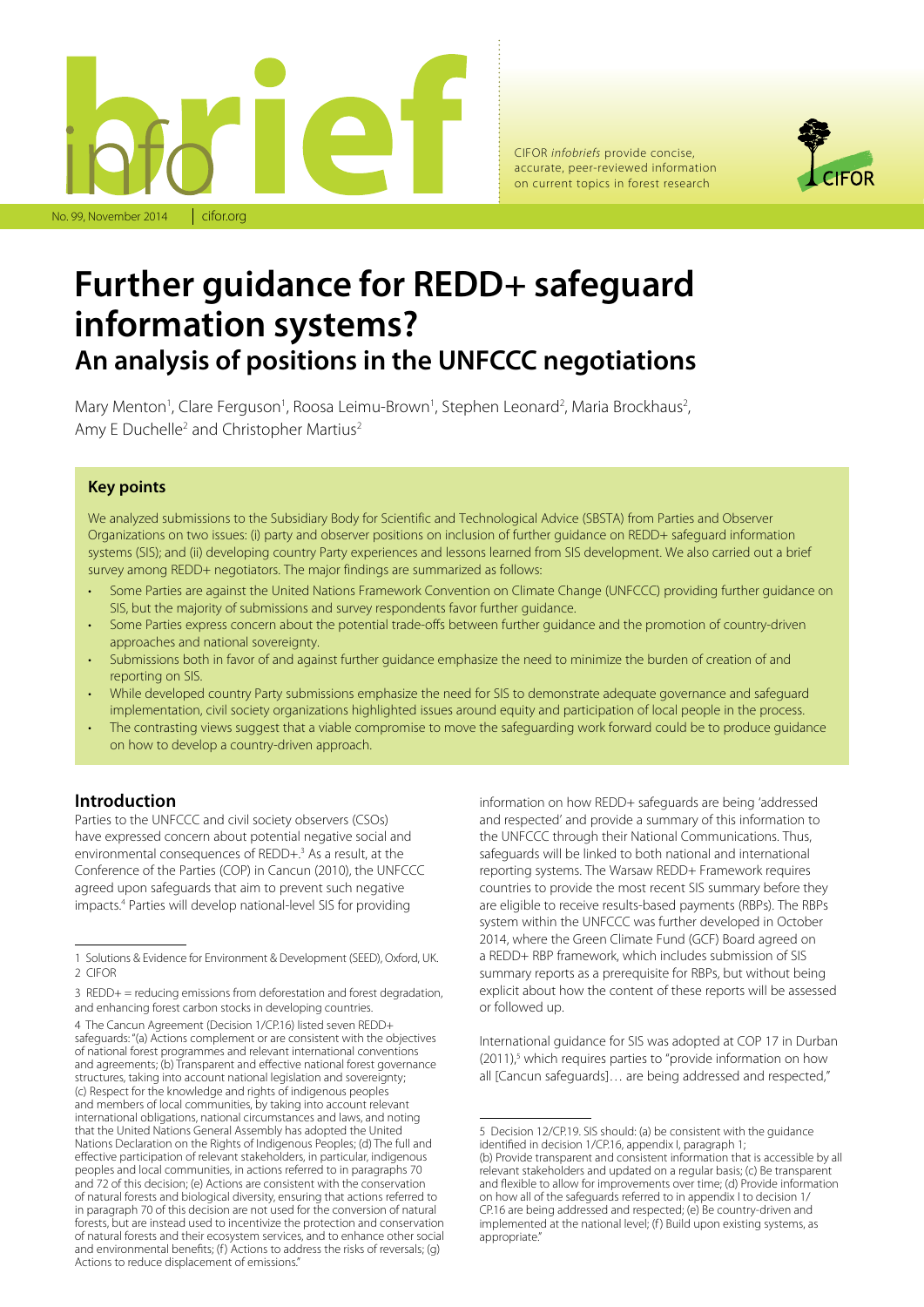infobrief

No. 99, November 2014 | cifor.org

CIFOR *infobriefs* provide concise, accurate, peer-reviewed information on current topics in forest research

# Further guidance for REDD+ safeguard information systems?

## An analysis of positions in the UNFCCC negotiations

Mary Menton[1], Clare Ferguson[1], Roosa Leimu-Brown[1], Stephen Leonard[2], Maria Brockhaus[2], Amy E Duchelle[2] and Christopher Martius[2]

### Key points

We analyzed submissions to the Subsidiary Body for Scientific and Technological Advice (SBSTA) from Parties and Observer Organizations on two issues: (i) party and observer positions on inclusion of further guidance on REDD+ safeguard information systems (SIS); and (ii) developing country Party experiences and lessons learned from SIS development. We also carried out a brief survey among REDD+ negotiators. The major findings are summarized as follows:

- Some Parties are against the United Nations Framework Convention on Climate Change (UNFCCC) providing further guidance on SIS, but the majority of submissions and survey respondents favor further guidance.
- Some Parties express concern about the potential trade-offs between further guidance and the promotion of country-driven approaches and national sovereignty.
- Submissions both in favor of and against further guidance emphasize the need to minimize the burden of creation of and reporting on SIS.
- While developed country Party submissions emphasize the need for SIS to demonstrate adequate governance and safeguard implementation, civil society organizations highlighted issues around equity and participation of local people in the process.
- The contrasting views suggest that a viable compromise to move the safeguarding work forward could be to produce guidance on how to develop a country-driven approach.

### Introduction

Parties to the UNFCCC and civil society observers (CSOs) have expressed concern about potential negative social and environmental consequences of REDD+.[3] As a result, at the Conference of the Parties (COP) in Cancun (2010), the UNFCCC agreed upon safeguards that aim to prevent such negative impacts.[4] Parties will develop national-level SIS for providing information on how REDD+ safeguards are being 'addressed and respected' and provide a summary of this information to the UNFCCC through their National Communications. Thus, safeguards will be linked to both national and international reporting systems. The Warsaw REDD+ Framework requires countries to provide the most recent SIS summary before they are eligible to receive results-based payments (RBPs). The RBPs system within the UNFCCC was further developed in October 2014, where the Green Climate Fund (GCF) Board agreed on a REDD+ RBP framework, which includes submission of SIS summary reports as a prerequisite for RBPs, but without being explicit about how the content of these reports will be assessed or followed up.

International guidance for SIS was adopted at COP 17 in Durban (2011),[5] which requires parties to "provide information on how all [Cancun safeguards]… are being addressed and respected,"

---

1 Solutions & Evidence for Environment & Development (SEED), Oxford, UK.
2 CIFOR

3 REDD+ = reducing emissions from deforestation and forest degradation, and enhancing forest carbon stocks in developing countries.

4 The Cancun Agreement (Decision 1/CP.16) listed seven REDD+ safeguards: "(a) Actions complement or are consistent with the objectives of national forest programmes and relevant international conventions and agreements; (b) Transparent and effective national forest governance structures, taking into account national legislation and sovereignty; (c) Respect for the knowledge and rights of indigenous peoples and members of local communities, by taking into account relevant international obligations, national circumstances and laws, and noting that the United Nations General Assembly has adopted the United Nations Declaration on the Rights of Indigenous Peoples; (d) The full and effective participation of relevant stakeholders, in particular, indigenous peoples and local communities, in actions referred to in paragraphs 70 and 72 of this decision; (e) Actions are consistent with the conservation of natural forests and biological diversity, ensuring that actions referred to in paragraph 70 of this decision are not used for the conversion of natural forests, but are instead used to incentivize the protection and conservation of natural forests and their ecosystem services, and to enhance other social and environmental benefits; (f) Actions to address the risks of reversals; (g) Actions to reduce displacement of emissions."

5 Decision 12/CP.19. SIS should: (a) be consistent with the guidance identified in decision 1/CP.16, appendix I, paragraph 1; (b) Provide transparent and consistent information that is accessible by all relevant stakeholders and updated on a regular basis; (c) Be transparent and flexible to allow for improvements over time; (d) Provide information on how all of the safeguards referred to in appendix I to decision 1/CP.16 are being addressed and respected; (e) Be country-driven and implemented at the national level; (f) Build upon existing systems, as appropriate."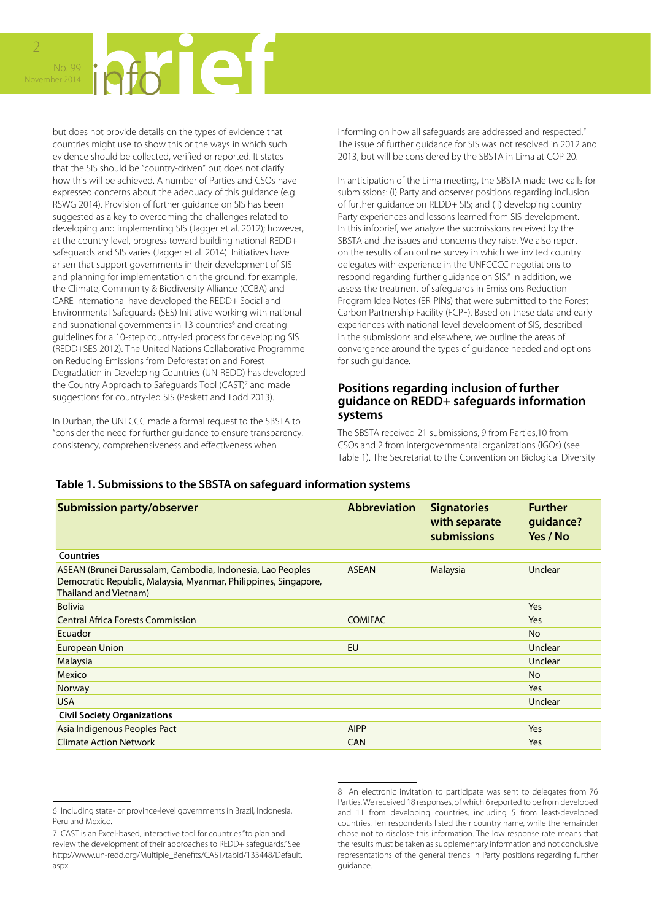but does not provide details on the types of evidence that countries might use to show this or the ways in which such evidence should be collected, verified or reported. It states that the SIS should be "country-driven" but does not clarify how this will be achieved. A number of Parties and CSOs have expressed concerns about the adequacy of this guidance (e.g. RSWG 2014). Provision of further guidance on SIS has been suggested as a key to overcoming the challenges related to developing and implementing SIS (Jagger et al. 2012); however, at the country level, progress toward building national REDD+ safeguards and SIS varies (Jagger et al. 2014). Initiatives have arisen that support governments in their development of SIS and planning for implementation on the ground, for example, the Climate, Community & Biodiversity Alliance (CCBA) and CARE International have developed the REDD+ Social and Environmental Safeguards (SES) Initiative working with national and subnational governments in 13 countries[6] and creating guidelines for a 10-step country-led process for developing SIS (REDD+SES 2012). The United Nations Collaborative Programme on Reducing Emissions from Deforestation and Forest Degradation in Developing Countries (UN-REDD) has developed the Country Approach to Safeguards Tool (CAST)[7] and made suggestions for country-led SIS (Peskett and Todd 2013).

In Durban, the UNFCCC made a formal request to the SBSTA to "consider the need for further guidance to ensure transparency, consistency, comprehensiveness and effectiveness when informing on how all safeguards are addressed and respected." The issue of further guidance for SIS was not resolved in 2012 and 2013, but will be considered by the SBSTA in Lima at COP 20.

In anticipation of the Lima meeting, the SBSTA made two calls for submissions: (i) Party and observer positions regarding inclusion of further guidance on REDD+ SIS; and (ii) developing country Party experiences and lessons learned from SIS development. In this infobrief, we analyze the submissions received by the SBSTA and the issues and concerns they raise. We also report on the results of an online survey in which we invited country delegates with experience in the UNFCCC negotiations to respond regarding further guidance on SIS.[8] In addition, we assess the treatment of safeguards in Emissions Reduction Program Idea Notes (ER-PINs) that were submitted to the Forest Carbon Partnership Facility (FCPF). Based on these data and early experiences with national-level development of SIS, described in the submissions and elsewhere, we outline the areas of convergence around the types of guidance needed and options for such guidance.

## Positions regarding inclusion of further guidance on REDD+ safeguards information systems

The SBSTA received 21 submissions, 9 from Parties,10 from CSOs and 2 from intergovernmental organizations (IGOs) (see Table 1). The Secretariat to the Convention on Biological Diversity

**Table 1. Submissions to the SBSTA on safeguard information systems**

| Submission party/observer | Abbreviation | Signatories with separate submissions | Further guidance? Yes / No |
|---|---|---|---|
| **Countries** | | | |
| ASEAN (Brunei Darussalam, Cambodia, Indonesia, Lao Peoples Democratic Republic, Malaysia, Myanmar, Philippines, Singapore, Thailand and Vietnam) | ASEAN | Malaysia | Unclear |
| Bolivia | | | Yes |
| Central Africa Forests Commission | COMIFAC | | Yes |
| Ecuador | | | No |
| European Union | EU | | Unclear |
| Malaysia | | | Unclear |
| Mexico | | | No |
| Norway | | | Yes |
| USA | | | Unclear |
| **Civil Society Organizations** | | | |
| Asia Indigenous Peoples Pact | AIPP | | Yes |
| Climate Action Network | CAN | | Yes |

6 Including state- or province-level governments in Brazil, Indonesia, Peru and Mexico.

7 CAST is an Excel-based, interactive tool for countries "to plan and review the development of their approaches to REDD+ safeguards." See http://www.un-redd.org/Multiple_Benefits/CAST/tabid/133448/Default.aspx

8 An electronic invitation to participate was sent to delegates from 76 Parties. We received 18 responses, of which 6 reported to be from developed and 11 from developing countries, including 5 from least-developed countries. Ten respondents listed their country name, while the remainder chose not to disclose this information. The low response rate means that the results must be taken as supplementary information and not conclusive representations of the general trends in Party positions regarding further guidance.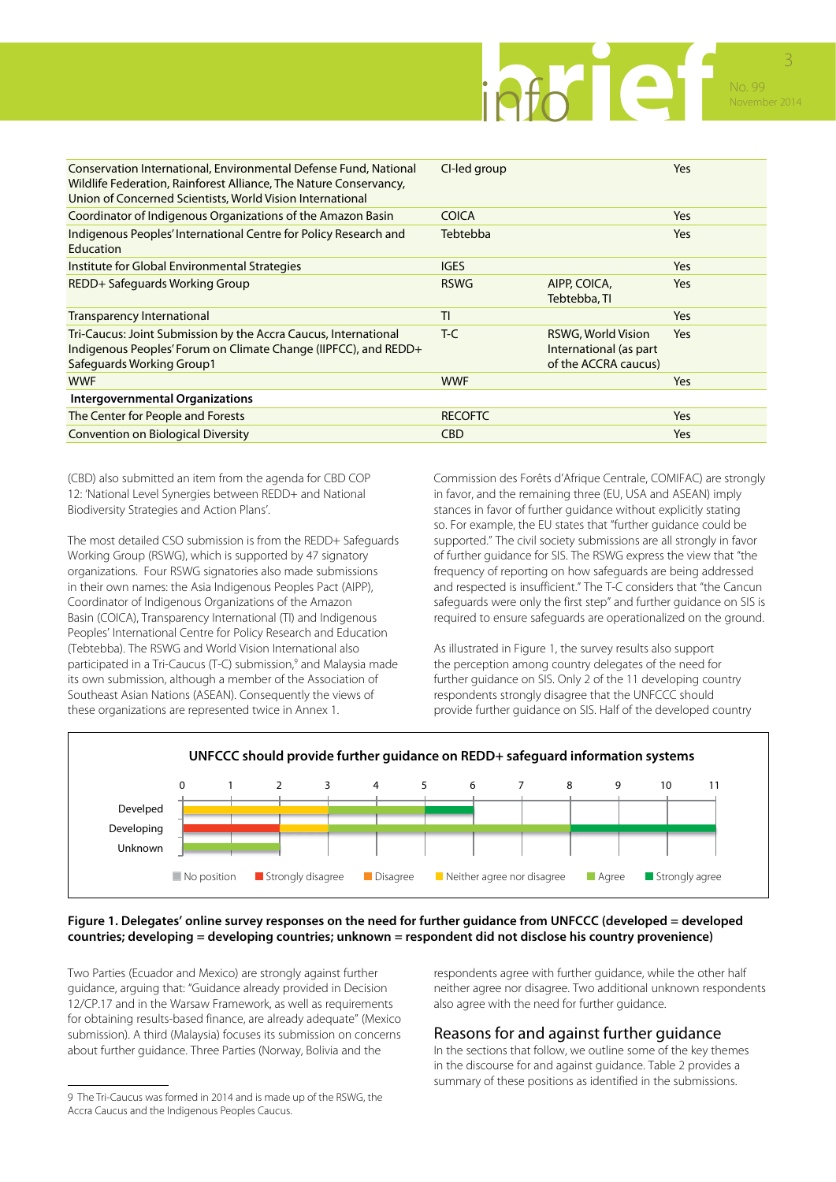| | | | |
|---|---|---|---|
| Conservation International, Environmental Defense Fund, National Wildlife Federation, Rainforest Alliance, The Nature Conservancy, Union of Concerned Scientists, World Vision International | CI-led group | | Yes |
| Coordinator of Indigenous Organizations of the Amazon Basin | COICA | | Yes |
| Indigenous Peoples' International Centre for Policy Research and Education | Tebtebba | | Yes |
| Institute for Global Environmental Strategies | IGES | | Yes |
| REDD+ Safeguards Working Group | RSWG | AIPP, COICA, Tebtebba, TI | Yes |
| Transparency International | TI | | Yes |
| Tri-Caucus: Joint Submission by the Accra Caucus, International Indigenous Peoples' Forum on Climate Change (IIPFCC), and REDD+ Safeguards Working Group1 | T-C | RSWG, World Vision International (as part of the ACCRA caucus) | Yes |
| WWF | WWF | | Yes |
| **Intergovernmental Organizations** | | | |
| The Center for People and Forests | RECOFTC | | Yes |
| Convention on Biological Diversity | CBD | | Yes |

(CBD) also submitted an item from the agenda for CBD COP 12: 'National Level Synergies between REDD+ and National Biodiversity Strategies and Action Plans'.

The most detailed CSO submission is from the REDD+ Safeguards Working Group (RSWG), which is supported by 47 signatory organizations. Four RSWG signatories also made submissions in their own names: the Asia Indigenous Peoples Pact (AIPP), Coordinator of Indigenous Organizations of the Amazon Basin (COICA), Transparency International (TI) and Indigenous Peoples' International Centre for Policy Research and Education (Tebtebba). The RSWG and World Vision International also participated in a Tri-Caucus (T-C) submission,[9] and Malaysia made its own submission, although a member of the Association of Southeast Asian Nations (ASEAN). Consequently the views of these organizations are represented twice in Annex 1.

Commission des Forêts d'Afrique Centrale, COMIFAC) are strongly in favor, and the remaining three (EU, USA and ASEAN) imply stances in favor of further guidance without explicitly stating so. For example, the EU states that "further guidance could be supported." The civil society submissions are all strongly in favor of further guidance for SIS. The RSWG express the view that "the frequency of reporting on how safeguards are being addressed and respected is insufficient." The T-C considers that "the Cancun safeguards were only the first step" and further guidance on SIS is required to ensure safeguards are operationalized on the ground.

As illustrated in Figure 1, the survey results also support the perception among country delegates of the need for further guidance on SIS. Only 2 of the 11 developing country respondents strongly disagree that the UNFCCC should provide further guidance on SIS. Half of the developed country respondents agree with further guidance, while the other half neither agree nor disagree. Two additional unknown respondents also agree with the need for further guidance.

**UNFCCC should provide further guidance on REDD+ safeguard information systems**

| | No position | Strongly disagree | Disagree | Neither agree nor disagree | Agree | Strongly agree |
|---|---|---|---|---|---|---|
| Developed | | | | 3 | 2 | 1 |
| Developing | | 2 | | 1 | 5 | 3 |
| Unknown | | | | | 2 | |

**Figure 1. Delegates' online survey responses on the need for further guidance from UNFCCC (developed = developed countries; developing = developing countries; unknown = respondent did not disclose his country provenience)**

Two Parties (Ecuador and Mexico) are strongly against further guidance, arguing that: "Guidance already provided in Decision 12/CP.17 and in the Warsaw Framework, as well as requirements for obtaining results-based finance, are already adequate" (Mexico submission). A third (Malaysia) focuses its submission on concerns about further guidance. Three Parties (Norway, Bolivia and the

## Reasons for and against further guidance

In the sections that follow, we outline some of the key themes in the discourse for and against guidance. Table 2 provides a summary of these positions as identified in the submissions.

9 The Tri-Caucus was formed in 2014 and is made up of the RSWG, the Accra Caucus and the Indigenous Peoples Caucus.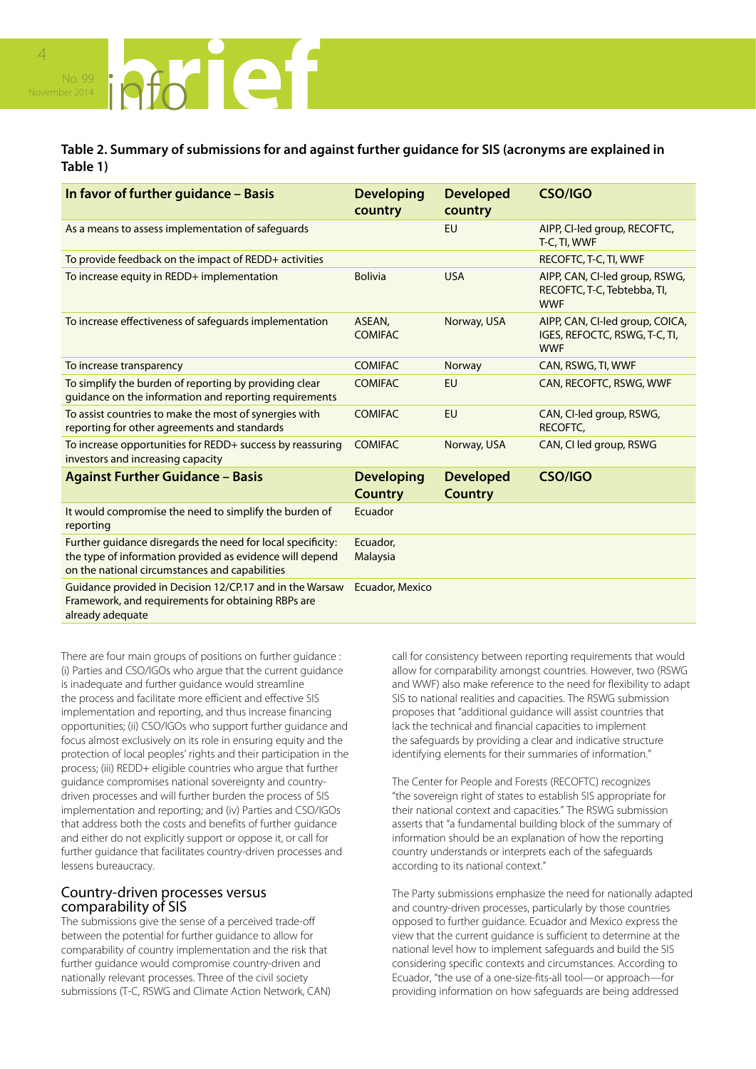**Table 2. Summary of submissions for and against further guidance for SIS (acronyms are explained in Table 1)**

| In favor of further guidance – Basis | Developing country | Developed country | CSO/IGO |
|---|---|---|---|
| As a means to assess implementation of safeguards | | EU | AIPP, CI-led group, RECOFTC, T-C, TI, WWF |
| To provide feedback on the impact of REDD+ activities | | | RECOFTC, T-C, TI, WWF |
| To increase equity in REDD+ implementation | Bolivia | USA | AIPP, CAN, CI-led group, RSWG, RECOFTC, T-C, Tebtebba, TI, WWF |
| To increase effectiveness of safeguards implementation | ASEAN, COMIFAC | Norway, USA | AIPP, CAN, CI-led group, COICA, IGES, REFOCTC, RSWG, T-C, TI, WWF |
| To increase transparency | COMIFAC | Norway | CAN, RSWG, TI, WWF |
| To simplify the burden of reporting by providing clear guidance on the information and reporting requirements | COMIFAC | EU | CAN, RECOFTC, RSWG, WWF |
| To assist countries to make the most of synergies with reporting for other agreements and standards | COMIFAC | EU | CAN, CI-led group, RSWG, RECOFTC, |
| To increase opportunities for REDD+ success by reassuring investors and increasing capacity | COMIFAC | Norway, USA | CAN, CI led group, RSWG |
| **Against Further Guidance – Basis** | **Developing Country** | **Developed Country** | **CSO/IGO** |
| It would compromise the need to simplify the burden of reporting | Ecuador | | |
| Further guidance disregards the need for local specificity: the type of information provided as evidence will depend on the national circumstances and capabilities | Ecuador, Malaysia | | |
| Guidance provided in Decision 12/CP.17 and in the Warsaw Framework, and requirements for obtaining RBPs are already adequate | Ecuador, Mexico | | |

There are four main groups of positions on further guidance : (i) Parties and CSO/IGOs who argue that the current guidance is inadequate and further guidance would streamline the process and facilitate more efficient and effective SIS implementation and reporting, and thus increase financing opportunities; (ii) CSO/IGOs who support further guidance and focus almost exclusively on its role in ensuring equity and the protection of local peoples' rights and their participation in the process; (iii) REDD+ eligible countries who argue that further guidance compromises national sovereignty and country-driven processes and will further burden the process of SIS implementation and reporting; and (iv) Parties and CSO/IGOs that address both the costs and benefits of further guidance and either do not explicitly support or oppose it, or call for further guidance that facilitates country-driven processes and lessens bureaucracy.

## Country-driven processes versus comparability of SIS

The submissions give the sense of a perceived trade-off between the potential for further guidance to allow for comparability of country implementation and the risk that further guidance would compromise country-driven and nationally relevant processes. Three of the civil society submissions (T-C, RSWG and Climate Action Network, CAN) call for consistency between reporting requirements that would allow for comparability amongst countries. However, two (RSWG and WWF) also make reference to the need for flexibility to adapt SIS to national realities and capacities. The RSWG submission proposes that "additional guidance will assist countries that lack the technical and financial capacities to implement the safeguards by providing a clear and indicative structure identifying elements for their summaries of information."

The Center for People and Forests (RECOFTC) recognizes "the sovereign right of states to establish SIS appropriate for their national context and capacities." The RSWG submission asserts that "a fundamental building block of the summary of information should be an explanation of how the reporting country understands or interprets each of the safeguards according to its national context."

The Party submissions emphasize the need for nationally adapted and country-driven processes, particularly by those countries opposed to further guidance. Ecuador and Mexico express the view that the current guidance is sufficient to determine at the national level how to implement safeguards and build the SIS considering specific contexts and circumstances. According to Ecuador, "the use of a one-size-fits-all tool—or approach—for providing information on how safeguards are being addressed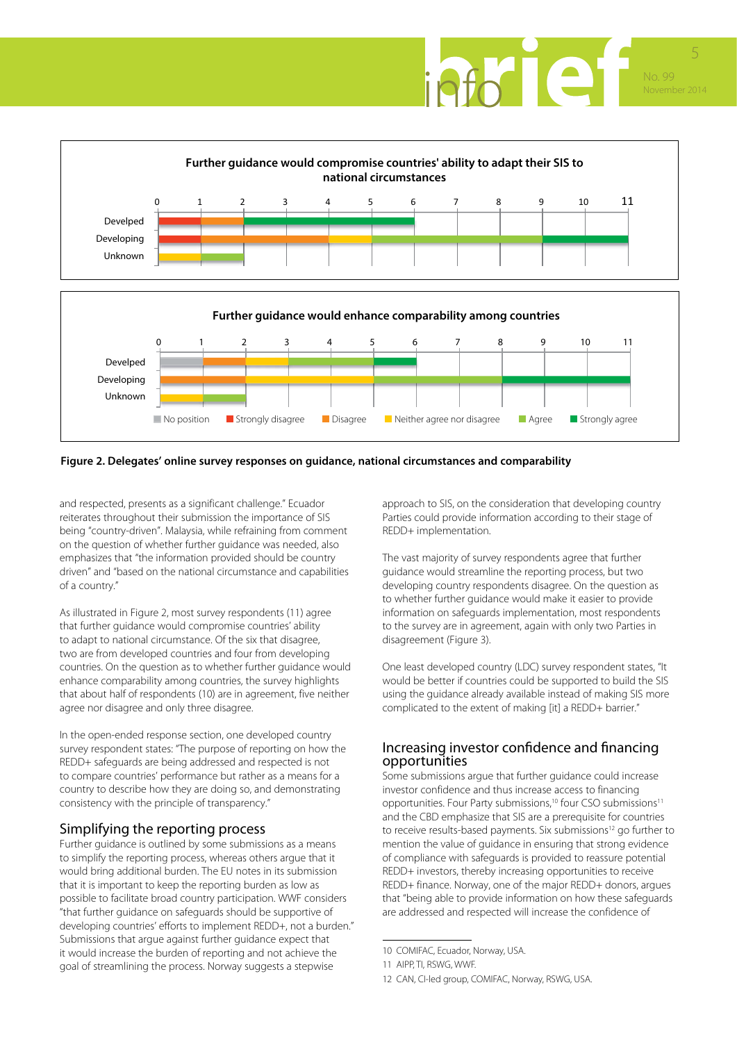**Further guidance would compromise countries' ability to adapt their SIS to national circumstances**

| | Strongly disagree | Disagree | Neither agree nor disagree | Agree | Strongly agree |
|---|---|---|---|---|---|
| Develped | 1 | 1 | | | 4 |
| Developing | 1 | 3 | 1 | 4 | 2 |
| Unknown | | | 1 | 1 | |

**Further guidance would enhance comparability among countries**

| | No position | Disagree | Neither agree nor disagree | Agree | Strongly agree |
|---|---|---|---|---|---|
| Develped | 1 | 1 | 1 | 2 | 1 |
| Developing | | 2 | 3 | 3 | 3 |
| Unknown | | | 1 | 1 | |

**Figure 2. Delegates' online survey responses on guidance, national circumstances and comparability**

and respected, presents as a significant challenge." Ecuador reiterates throughout their submission the importance of SIS being "country-driven". Malaysia, while refraining from comment on the question of whether further guidance was needed, also emphasizes that "the information provided should be country driven" and "based on the national circumstance and capabilities of a country."

As illustrated in Figure 2, most survey respondents (11) agree that further guidance would compromise countries' ability to adapt to national circumstance. Of the six that disagree, two are from developed countries and four from developing countries. On the question as to whether further guidance would enhance comparability among countries, the survey highlights that about half of respondents (10) are in agreement, five neither agree nor disagree and only three disagree.

In the open-ended response section, one developed country survey respondent states: "The purpose of reporting on how the REDD+ safeguards are being addressed and respected is not to compare countries' performance but rather as a means for a country to describe how they are doing so, and demonstrating consistency with the principle of transparency."

## Simplifying the reporting process

Further guidance is outlined by some submissions as a means to simplify the reporting process, whereas others argue that it would bring additional burden. The EU notes in its submission that it is important to keep the reporting burden as low as possible to facilitate broad country participation. WWF considers "that further guidance on safeguards should be supportive of developing countries' efforts to implement REDD+, not a burden." Submissions that argue against further guidance expect that it would increase the burden of reporting and not achieve the goal of streamlining the process. Norway suggests a stepwise approach to SIS, on the consideration that developing country Parties could provide information according to their stage of REDD+ implementation.

The vast majority of survey respondents agree that further guidance would streamline the reporting process, but two developing country respondents disagree. On the question as to whether further guidance would make it easier to provide information on safeguards implementation, most respondents to the survey are in agreement, again with only two Parties in disagreement (Figure 3).

One least developed country (LDC) survey respondent states, "It would be better if countries could be supported to build the SIS using the guidance already available instead of making SIS more complicated to the extent of making [it] a REDD+ barrier."

## Increasing investor confidence and financing opportunities

Some submissions argue that further guidance could increase investor confidence and thus increase access to financing opportunities. Four Party submissions,[10] four CSO submissions[11] and the CBD emphasize that SIS are a prerequisite for countries to receive results-based payments. Six submissions[12] go further to mention the value of guidance in ensuring that strong evidence of compliance with safeguards is provided to reassure potential REDD+ investors, thereby increasing opportunities to receive REDD+ finance. Norway, one of the major REDD+ donors, argues that "being able to provide information on how these safeguards are addressed and respected will increase the confidence of

---

10 COMIFAC, Ecuador, Norway, USA.

11 AIPP, TI, RSWG, WWF.

12 CAN, CI-led group, COMIFAC, Norway, RSWG, USA.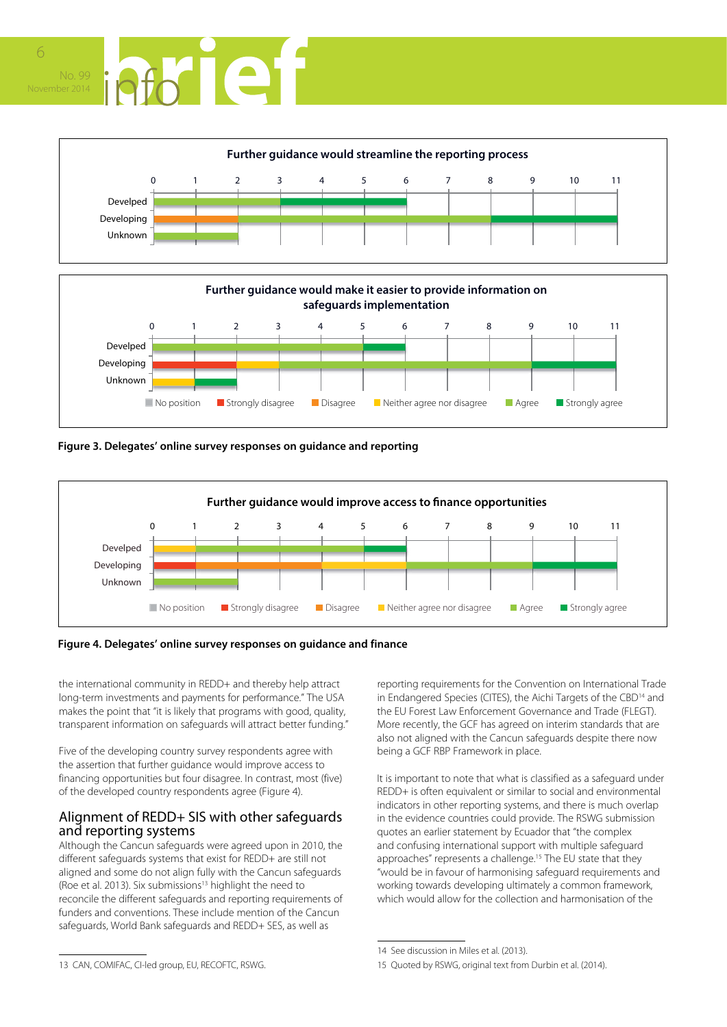Further guidance would streamline the reporting process

Further guidance would make it easier to provide information on safeguards implementation

Figure 3. Delegates' online survey responses on guidance and reporting

Further guidance would improve access to finance opportunities

Figure 4. Delegates' online survey responses on guidance and finance

the international community in REDD+ and thereby help attract long-term investments and payments for performance." The USA makes the point that "it is likely that programs with good, quality, transparent information on safeguards will attract better funding."

Five of the developing country survey respondents agree with the assertion that further guidance would improve access to financing opportunities but four disagree. In contrast, most (five) of the developed country respondents agree (Figure 4).

## Alignment of REDD+ SIS with other safeguards and reporting systems

Although the Cancun safeguards were agreed upon in 2010, the different safeguards systems that exist for REDD+ are still not aligned and some do not align fully with the Cancun safeguards (Roe et al. 2013). Six submissions[13] highlight the need to reconcile the different safeguards and reporting requirements of funders and conventions. These include mention of the Cancun safeguards, World Bank safeguards and REDD+ SES, as well as reporting requirements for the Convention on International Trade in Endangered Species (CITES), the Aichi Targets of the CBD[14] and the EU Forest Law Enforcement Governance and Trade (FLEGT). More recently, the GCF has agreed on interim standards that are also not aligned with the Cancun safeguards despite there now being a GCF RBP Framework in place.

It is important to note that what is classified as a safeguard under REDD+ is often equivalent or similar to social and environmental indicators in other reporting systems, and there is much overlap in the evidence countries could provide. The RSWG submission quotes an earlier statement by Ecuador that "the complex and confusing international support with multiple safeguard approaches" represents a challenge.[15] The EU state that they "would be in favour of harmonising safeguard requirements and working towards developing ultimately a common framework, which would allow for the collection and harmonisation of the

13 CAN, COMIFAC, CI-led group, EU, RECOFTC, RSWG.

14 See discussion in Miles et al. (2013).

15 Quoted by RSWG, original text from Durbin et al. (2014).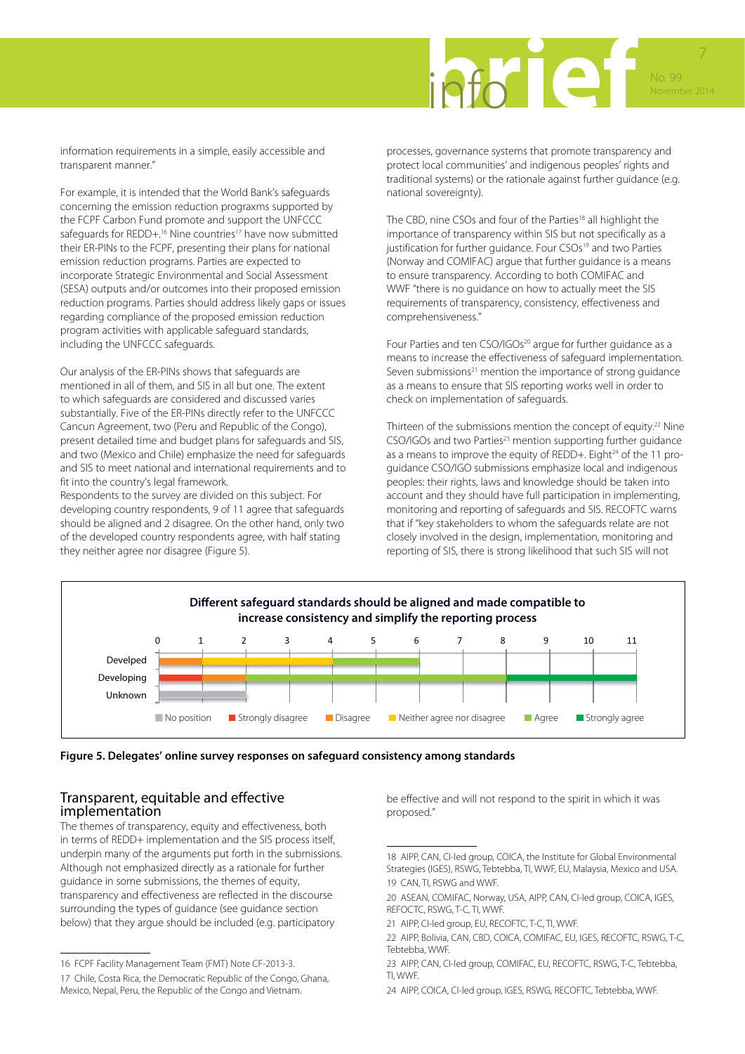information requirements in a simple, easily accessible and transparent manner."

For example, it is intended that the World Bank's safeguards concerning the emission reduction prograxms supported by the FCPF Carbon Fund promote and support the UNFCCC safeguards for REDD+.[16] Nine countries[17] have now submitted their ER-PINs to the FCPF, presenting their plans for national emission reduction programs. Parties are expected to incorporate Strategic Environmental and Social Assessment (SESA) outputs and/or outcomes into their proposed emission reduction programs. Parties should address likely gaps or issues regarding compliance of the proposed emission reduction program activities with applicable safeguard standards, including the UNFCCC safeguards.

Our analysis of the ER-PINs shows that safeguards are mentioned in all of them, and SIS in all but one. The extent to which safeguards are considered and discussed varies substantially. Five of the ER-PINs directly refer to the UNFCCC Cancun Agreement, two (Peru and Republic of the Congo), present detailed time and budget plans for safeguards and SIS, and two (Mexico and Chile) emphasize the need for safeguards and SIS to meet national and international requirements and to fit into the country's legal framework.
Respondents to the survey are divided on this subject. For developing country respondents, 9 of 11 agree that safeguards should be aligned and 2 disagree. On the other hand, only two of the developed country respondents agree, with half stating they neither agree nor disagree (Figure 5).

processes, governance systems that promote transparency and protect local communities' and indigenous peoples' rights and traditional systems) or the rationale against further guidance (e.g. national sovereignty).

The CBD, nine CSOs and four of the Parties[18] all highlight the importance of transparency within SIS but not specifically as a justification for further guidance. Four CSOs[19] and two Parties (Norway and COMIFAC) argue that further guidance is a means to ensure transparency. According to both COMIFAC and WWF "there is no guidance on how to actually meet the SIS requirements of transparency, consistency, effectiveness and comprehensiveness."

Four Parties and ten CSO/IGOs[20] argue for further guidance as a means to increase the effectiveness of safeguard implementation. Seven submissions[21] mention the importance of strong guidance as a means to ensure that SIS reporting works well in order to check on implementation of safeguards.

Thirteen of the submissions mention the concept of equity.[22] Nine CSO/IGOs and two Parties[23] mention supporting further guidance as a means to improve the equity of REDD+. Eight[24] of the 11 pro-guidance CSO/IGO submissions emphasize local and indigenous peoples: their rights, laws and knowledge should be taken into account and they should have full participation in implementing, monitoring and reporting of safeguards and SIS. RECOFTC warns that if "key stakeholders to whom the safeguards relate are not closely involved in the design, implementation, monitoring and reporting of SIS, there is strong likelihood that such SIS will not be effective and will not respond to the spirit in which it was proposed."

**Different safeguard standards should be aligned and made compatible to increase consistency and simplify the reporting process**

| | No position | Strongly disagree | Disagree | Neither agree nor disagree | Agree | Strongly agree |
|---|---|---|---|---|---|---|
| Develped | | | 1 | 3 | 2 | |
| Developing | | 1 | 1 | | 6 | 3 |
| Unknown | 2 | | | | | |

**Figure 5. Delegates' online survey responses on safeguard consistency among standards**

## Transparent, equitable and effective implementation

The themes of transparency, equity and effectiveness, both in terms of REDD+ implementation and the SIS process itself, underpin many of the arguments put forth in the submissions. Although not emphasized directly as a rationale for further guidance in some submissions, the themes of equity, transparency and effectiveness are reflected in the discourse surrounding the types of guidance (see guidance section below) that they argue should be included (e.g. participatory

---

16 FCPF Facility Management Team (FMT) Note CF-2013-3.

17 Chile, Costa Rica, the Democratic Republic of the Congo, Ghana, Mexico, Nepal, Peru, the Republic of the Congo and Vietnam.

18 AIPP, CAN, CI-led group, COICA, the Institute for Global Environmental Strategies (IGES), RSWG, Tebtebba, TI, WWF, EU, Malaysia, Mexico and USA.

19 CAN, TI, RSWG and WWF.

20 ASEAN, COMIFAC, Norway, USA, AIPP, CAN, CI-led group, COICA, IGES, REFOCTC, RSWG, T-C, TI, WWF.

21 AIPP, CI-led group, EU, RECOFTC, T-C, TI, WWF.

22 AIPP, Bolivia, CAN, CBD, COICA, COMIFAC, EU, IGES, RECOFTC, RSWG, T-C, Tebtebba, WWF.

23 AIPP, CAN, CI-led group, COMIFAC, EU, RECOFTC, RSWG, T-C, Tebtebba, TI, WWF.

24 AIPP, COICA, CI-led group, IGES, RSWG, RECOFTC, Tebtebba, WWF.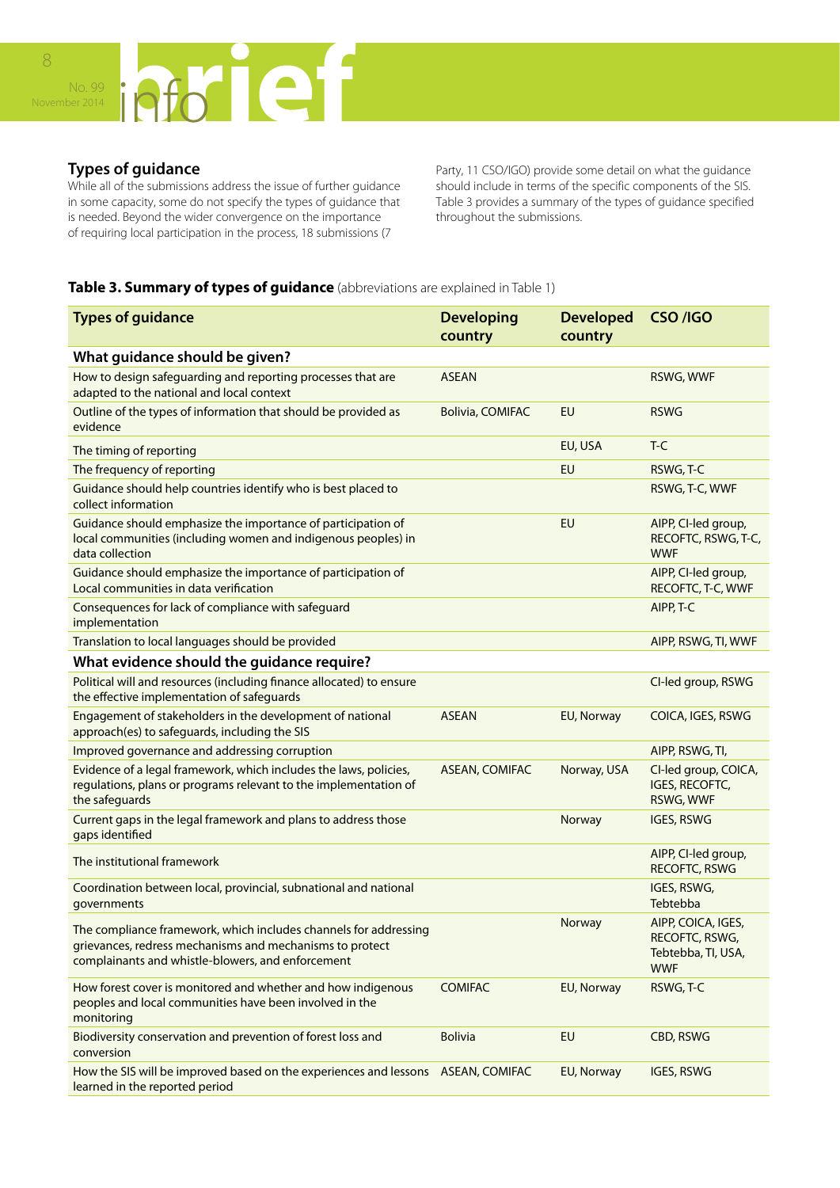## Types of guidance

While all of the submissions address the issue of further guidance in some capacity, some do not specify the types of guidance that is needed. Beyond the wider convergence on the importance of requiring local participation in the process, 18 submissions (7 Party, 11 CSO/IGO) provide some detail on what the guidance should include in terms of the specific components of the SIS. Table 3 provides a summary of the types of guidance specified throughout the submissions.

**Table 3. Summary of types of guidance** (abbreviations are explained in Table 1)

| Types of guidance | Developing country | Developed country | CSO /IGO |
|---|---|---|---|
| **What guidance should be given?** | | | |
| How to design safeguarding and reporting processes that are adapted to the national and local context | ASEAN | | RSWG, WWF |
| Outline of the types of information that should be provided as evidence | Bolivia, COMIFAC | EU | RSWG |
| The timing of reporting | | EU, USA | T-C |
| The frequency of reporting | | EU | RSWG, T-C |
| Guidance should help countries identify who is best placed to collect information | | | RSWG, T-C, WWF |
| Guidance should emphasize the importance of participation of local communities (including women and indigenous peoples) in data collection | | EU | AIPP, CI-led group, RECOFTC, RSWG, T-C, WWF |
| Guidance should emphasize the importance of participation of Local communities in data verification | | | AIPP, CI-led group, RECOFTC, T-C, WWF |
| Consequences for lack of compliance with safeguard implementation | | | AIPP, T-C |
| Translation to local languages should be provided | | | AIPP, RSWG, TI, WWF |
| **What evidence should the guidance require?** | | | |
| Political will and resources (including finance allocated) to ensure the effective implementation of safeguards | | | CI-led group, RSWG |
| Engagement of stakeholders in the development of national approach(es) to safeguards, including the SIS | ASEAN | EU, Norway | COICA, IGES, RSWG |
| Improved governance and addressing corruption | | | AIPP, RSWG, TI, |
| Evidence of a legal framework, which includes the laws, policies, regulations, plans or programs relevant to the implementation of the safeguards | ASEAN, COMIFAC | Norway, USA | CI-led group, COICA, IGES, RECOFTC, RSWG, WWF |
| Current gaps in the legal framework and plans to address those gaps identified | | Norway | IGES, RSWG |
| The institutional framework | | | AIPP, CI-led group, RECOFTC, RSWG |
| Coordination between local, provincial, subnational and national governments | | | IGES, RSWG, Tebtebba |
| The compliance framework, which includes channels for addressing grievances, redress mechanisms and mechanisms to protect complainants and whistle-blowers, and enforcement | | Norway | AIPP, COICA, IGES, RECOFTC, RSWG, Tebtebba, TI, USA, WWF |
| How forest cover is monitored and whether and how indigenous peoples and local communities have been involved in the monitoring | COMIFAC | EU, Norway | RSWG, T-C |
| Biodiversity conservation and prevention of forest loss and conversion | Bolivia | EU | CBD, RSWG |
| How the SIS will be improved based on the experiences and lessons learned in the reported period | ASEAN, COMIFAC | EU, Norway | IGES, RSWG |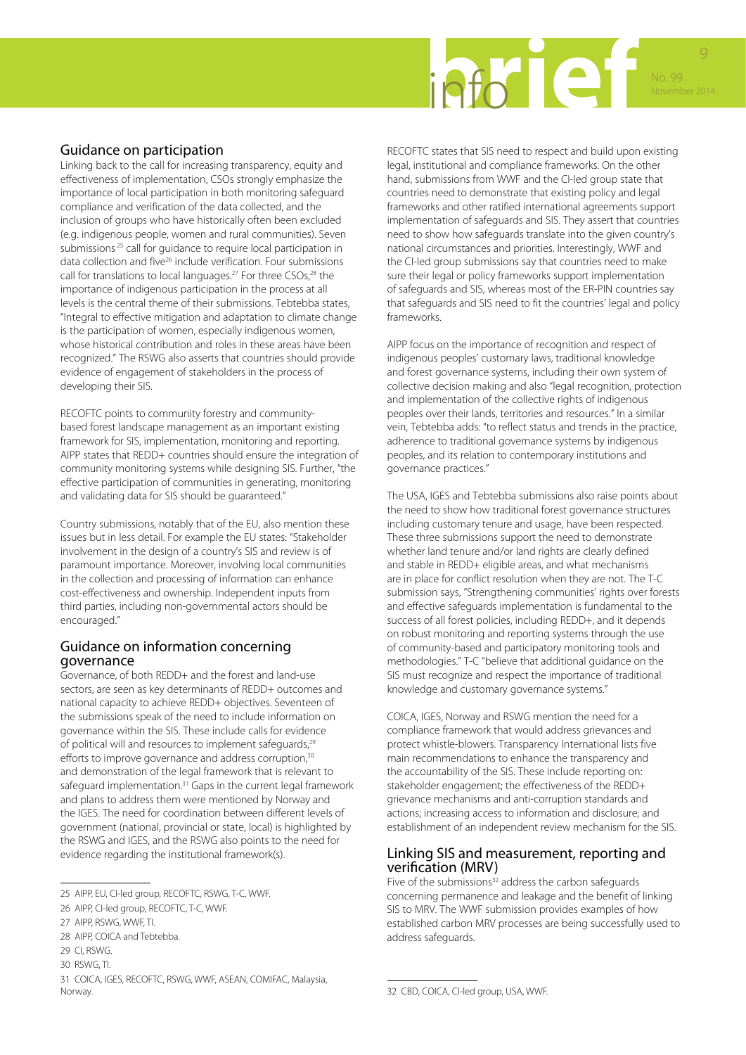## Guidance on participation

Linking back to the call for increasing transparency, equity and effectiveness of implementation, CSOs strongly emphasize the importance of local participation in both monitoring safeguard compliance and verification of the data collected, and the inclusion of groups who have historically often been excluded (e.g. indigenous people, women and rural communities). Seven submissions [25] call for guidance to require local participation in data collection and five[26] include verification. Four submissions call for translations to local languages.[27] For three CSOs,[28] the importance of indigenous participation in the process at all levels is the central theme of their submissions. Tebtebba states, "Integral to effective mitigation and adaptation to climate change is the participation of women, especially indigenous women, whose historical contribution and roles in these areas have been recognized." The RSWG also asserts that countries should provide evidence of engagement of stakeholders in the process of developing their SIS.

RECOFTC points to community forestry and community-based forest landscape management as an important existing framework for SIS, implementation, monitoring and reporting. AIPP states that REDD+ countries should ensure the integration of community monitoring systems while designing SIS. Further, "the effective participation of communities in generating, monitoring and validating data for SIS should be guaranteed."

Country submissions, notably that of the EU, also mention these issues but in less detail. For example the EU states: "Stakeholder involvement in the design of a country's SIS and review is of paramount importance. Moreover, involving local communities in the collection and processing of information can enhance cost-effectiveness and ownership. Independent inputs from third parties, including non-governmental actors should be encouraged."

## Guidance on information concerning governance

Governance, of both REDD+ and the forest and land-use sectors, are seen as key determinants of REDD+ outcomes and national capacity to achieve REDD+ objectives. Seventeen of the submissions speak of the need to include information on governance within the SIS. These include calls for evidence of political will and resources to implement safeguards,[29] efforts to improve governance and address corruption,[30] and demonstration of the legal framework that is relevant to safeguard implementation.[31] Gaps in the current legal framework and plans to address them were mentioned by Norway and the IGES. The need for coordination between different levels of government (national, provincial or state, local) is highlighted by the RSWG and IGES, and the RSWG also points to the need for evidence regarding the institutional framework(s).

RECOFTC states that SIS need to respect and build upon existing legal, institutional and compliance frameworks. On the other hand, submissions from WWF and the CI-led group state that countries need to demonstrate that existing policy and legal frameworks and other ratified international agreements support implementation of safeguards and SIS. They assert that countries need to show how safeguards translate into the given country's national circumstances and priorities. Interestingly, WWF and the CI-led group submissions say that countries need to make sure their legal or policy frameworks support implementation of safeguards and SIS, whereas most of the ER-PIN countries say that safeguards and SIS need to fit the countries' legal and policy frameworks.

AIPP focus on the importance of recognition and respect of indigenous peoples' customary laws, traditional knowledge and forest governance systems, including their own system of collective decision making and also "legal recognition, protection and implementation of the collective rights of indigenous peoples over their lands, territories and resources." In a similar vein, Tebtebba adds: "to reflect status and trends in the practice, adherence to traditional governance systems by indigenous peoples, and its relation to contemporary institutions and governance practices."

The USA, IGES and Tebtebba submissions also raise points about the need to show how traditional forest governance structures including customary tenure and usage, have been respected. These three submissions support the need to demonstrate whether land tenure and/or land rights are clearly defined and stable in REDD+ eligible areas, and what mechanisms are in place for conflict resolution when they are not. The T-C submission says, "Strengthening communities' rights over forests and effective safeguards implementation is fundamental to the success of all forest policies, including REDD+, and it depends on robust monitoring and reporting systems through the use of community-based and participatory monitoring tools and methodologies." T-C "believe that additional guidance on the SIS must recognize and respect the importance of traditional knowledge and customary governance systems."

COICA, IGES, Norway and RSWG mention the need for a compliance framework that would address grievances and protect whistle-blowers. Transparency International lists five main recommendations to enhance the transparency and the accountability of the SIS. These include reporting on: stakeholder engagement; the effectiveness of the REDD+ grievance mechanisms and anti-corruption standards and actions; increasing access to information and disclosure; and establishment of an independent review mechanism for the SIS.

## Linking SIS and measurement, reporting and verification (MRV)

Five of the submissions[32] address the carbon safeguards concerning permanence and leakage and the benefit of linking SIS to MRV. The WWF submission provides examples of how established carbon MRV processes are being successfully used to address safeguards.

---

25 AIPP, EU, CI-led group, RECOFTC, RSWG, T-C, WWF.

26 AIPP, CI-led group, RECOFTC, T-C, WWF.

27 AIPP, RSWG, WWF, TI.

28 AIPP, COICA and Tebtebba.

29 CI, RSWG.

30 RSWG, TI.

31 COICA, IGES, RECOFTC, RSWG, WWF, ASEAN, COMIFAC, Malaysia, Norway.

32 CBD, COICA, CI-led group, USA, WWF.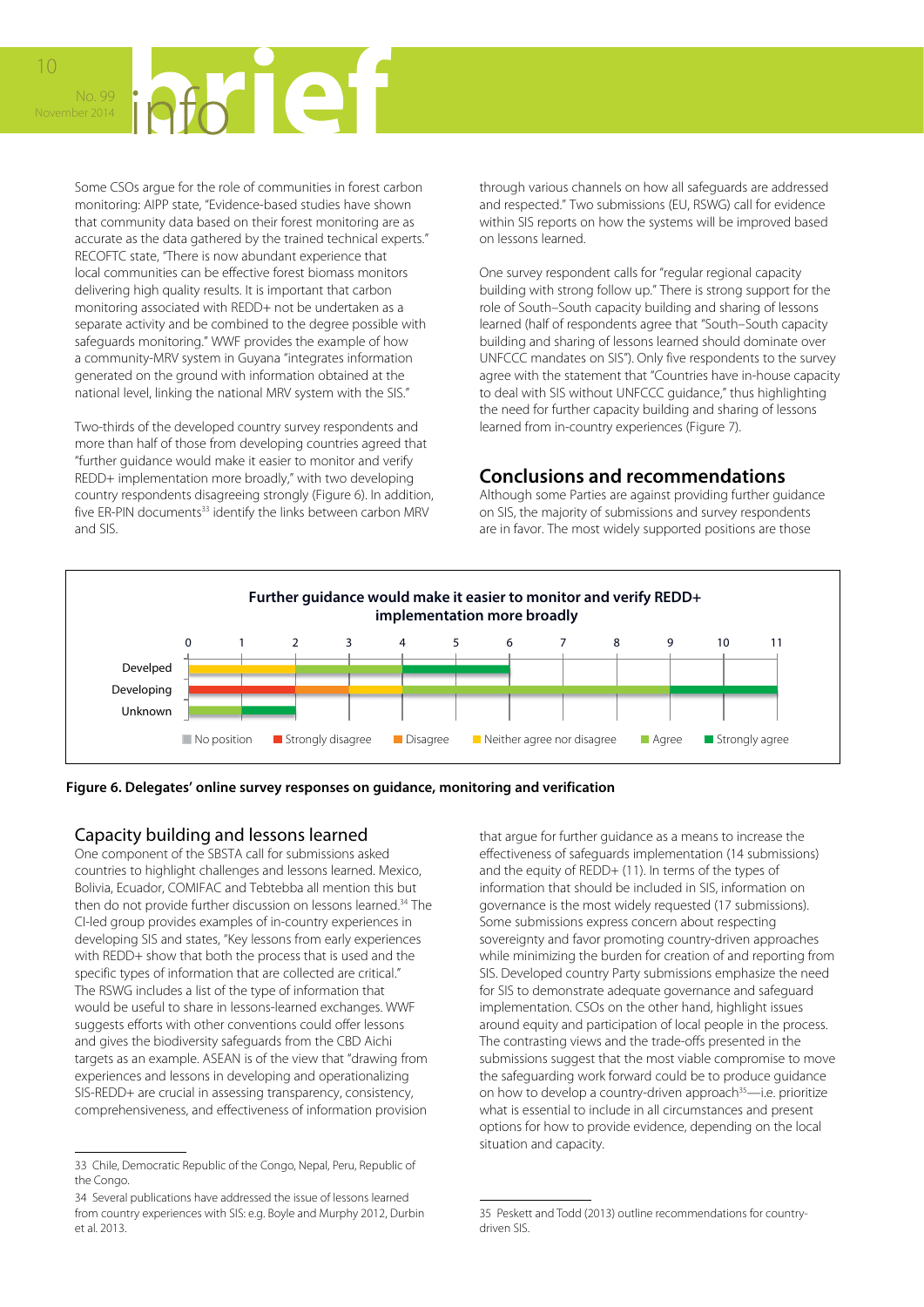Some CSOs argue for the role of communities in forest carbon monitoring: AIPP state, "Evidence-based studies have shown that community data based on their forest monitoring are as accurate as the data gathered by the trained technical experts." RECOFTC state, "There is now abundant experience that local communities can be effective forest biomass monitors delivering high quality results. It is important that carbon monitoring associated with REDD+ not be undertaken as a separate activity and be combined to the degree possible with safeguards monitoring." WWF provides the example of how a community-MRV system in Guyana "integrates information generated on the ground with information obtained at the national level, linking the national MRV system with the SIS."

Two-thirds of the developed country survey respondents and more than half of those from developing countries agreed that "further guidance would make it easier to monitor and verify REDD+ implementation more broadly," with two developing country respondents disagreeing strongly (Figure 6). In addition, five ER-PIN documents[33] identify the links between carbon MRV and SIS.

through various channels on how all safeguards are addressed and respected." Two submissions (EU, RSWG) call for evidence within SIS reports on how the systems will be improved based on lessons learned.

One survey respondent calls for "regular regional capacity building with strong follow up." There is strong support for the role of South–South capacity building and sharing of lessons learned (half of respondents agree that "South–South capacity building and sharing of lessons learned should dominate over UNFCCC mandates on SIS"). Only five respondents to the survey agree with the statement that "Countries have in-house capacity to deal with SIS without UNFCCC guidance," thus highlighting the need for further capacity building and sharing of lessons learned from in-country experiences (Figure 7).

## Conclusions and recommendations

Although some Parties are against providing further guidance on SIS, the majority of submissions and survey respondents are in favor. The most widely supported positions are those that argue for further guidance as a means to increase the effectiveness of safeguards implementation (14 submissions) and the equity of REDD+ (11). In terms of the types of information that should be included in SIS, information on governance is the most widely requested (17 submissions). Some submissions express concern about respecting sovereignty and favor promoting country-driven approaches while minimizing the burden for creation of and reporting from SIS. Developed country Party submissions emphasize the need for SIS to demonstrate adequate governance and safeguard implementation. CSOs on the other hand, highlight issues around equity and participation of local people in the process. The contrasting views and the trade-offs presented in the submissions suggest that the most viable compromise to move the safeguarding work forward could be to produce guidance on how to develop a country-driven approach[35]—i.e. prioritize what is essential to include in all circumstances and present options for how to provide evidence, depending on the local situation and capacity.

**Further guidance would make it easier to monitor and verify REDD+ implementation more broadly**

| | No position | Strongly disagree | Disagree | Neither agree nor disagree | Agree | Strongly agree |
|---|---|---|---|---|---|---|
| Develped | 0 | 0 | 0 | 2 | 2 | 2 |
| Developing | 0 | 2 | 1 | 1 | 5 | 2 |
| Unknown | 0 | 0 | 0 | 0 | 1 | 1 |

**Figure 6. Delegates' online survey responses on guidance, monitoring and verification**

## Capacity building and lessons learned

One component of the SBSTA call for submissions asked countries to highlight challenges and lessons learned. Mexico, Bolivia, Ecuador, COMIFAC and Tebtebba all mention this but then do not provide further discussion on lessons learned.[34] The CI-led group provides examples of in-country experiences in developing SIS and states, "Key lessons from early experiences with REDD+ show that both the process that is used and the specific types of information that are collected are critical." The RSWG includes a list of the type of information that would be useful to share in lessons-learned exchanges. WWF suggests efforts with other conventions could offer lessons and gives the biodiversity safeguards from the CBD Aichi targets as an example. ASEAN is of the view that "drawing from experiences and lessons in developing and operationalizing SIS-REDD+ are crucial in assessing transparency, consistency, comprehensiveness, and effectiveness of information provision

---

33 Chile, Democratic Republic of the Congo, Nepal, Peru, Republic of the Congo.

34 Several publications have addressed the issue of lessons learned from country experiences with SIS: e.g. Boyle and Murphy 2012, Durbin et al. 2013.

35 Peskett and Todd (2013) outline recommendations for country-driven SIS.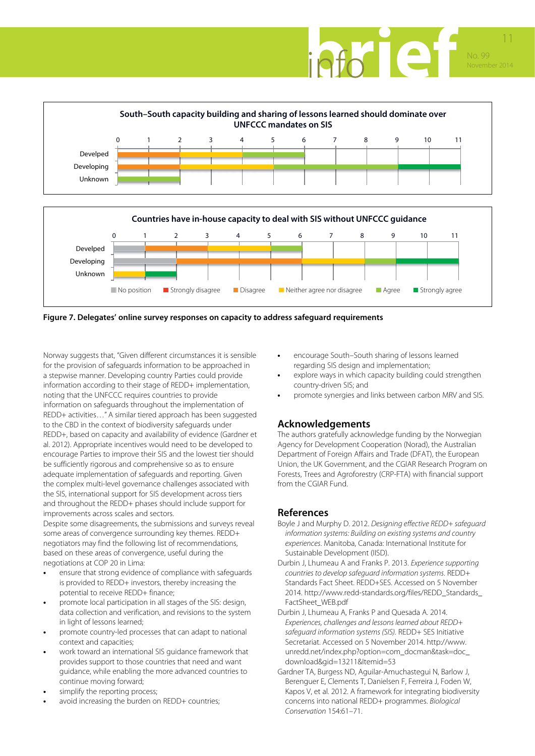South–South capacity building and sharing of lessons learned should dominate over UNFCCC mandates on SIS

| | Strongly disagree | Disagree | Neither agree nor disagree | Agree | Strongly agree |
|---|---|---|---|---|---|
| Devleped | | 2 | 2 | 2 | |
| Developing | | 2 | 3 | 4 | 2 |
| Unknown | | | | 2 | |

Countries have in-house capacity to deal with SIS without UNFCCC guidance

| | No position | Strongly disagree | Disagree | Neither agree nor disagree | Agree | Strongly agree |
|---|---|---|---|---|---|---|
| Devleped | 1 | | 2 | 2 | 1 | |
| Developing | 2 | | 4 | 2 | 1 | 2 |
| Unknown | | | | 1 | | 1 |

**Figure 7. Delegates' online survey responses on capacity to address safeguard requirements**

Norway suggests that, "Given different circumstances it is sensible for the provision of safeguards information to be approached in a stepwise manner. Developing country Parties could provide information according to their stage of REDD+ implementation, noting that the UNFCCC requires countries to provide information on safeguards throughout the implementation of REDD+ activities…" A similar tiered approach has been suggested to the CBD in the context of biodiversity safeguards under REDD+, based on capacity and availability of evidence (Gardner et al. 2012). Appropriate incentives would need to be developed to encourage Parties to improve their SIS and the lowest tier should be sufficiently rigorous and comprehensive so as to ensure adequate implementation of safeguards and reporting. Given the complex multi-level governance challenges associated with the SIS, international support for SIS development across tiers and throughout the REDD+ phases should include support for improvements across scales and sectors.

Despite some disagreements, the submissions and surveys reveal some areas of convergence surrounding key themes. REDD+ negotiators may find the following list of recommendations, based on these areas of convergence, useful during the negotiations at COP 20 in Lima:

- ensure that strong evidence of compliance with safeguards is provided to REDD+ investors, thereby increasing the potential to receive REDD+ finance;
- promote local participation in all stages of the SIS: design, data collection and verification, and revisions to the system in light of lessons learned;
- promote country-led processes that can adapt to national context and capacities;
- work toward an international SIS guidance framework that provides support to those countries that need and want guidance, while enabling the more advanced countries to continue moving forward;
- simplify the reporting process;
- avoid increasing the burden on REDD+ countries;
- encourage South–South sharing of lessons learned regarding SIS design and implementation;
- explore ways in which capacity building could strengthen country-driven SIS; and
- promote synergies and links between carbon MRV and SIS.

## Acknowledgements

The authors gratefully acknowledge funding by the Norwegian Agency for Development Cooperation (Norad), the Australian Department of Foreign Affairs and Trade (DFAT), the European Union, the UK Government, and the CGIAR Research Program on Forests, Trees and Agroforestry (CRP-FTA) with financial support from the CGIAR Fund.

## References

Boyle J and Murphy D. 2012. *Designing effective REDD+ safeguard information systems: Building on existing systems and country experiences*. Manitoba, Canada: International Institute for Sustainable Development (IISD).

Durbin J, Lhumeau A and Franks P. 2013. *Experience supporting countries to develop safeguard information systems*. REDD+ Standards Fact Sheet. REDD+SES. Accessed on 5 November 2014. http://www.redd-standards.org/files/REDD_Standards_FactSheet_WEB.pdf

Durbin J, Lhumeau A, Franks P and Quesada A. 2014. *Experiences, challenges and lessons learned about REDD+ safeguard information systems (SIS).* REDD+ SES Initiative Secretariat. Accessed on 5 November 2014. http://www.unredd.net/index.php?option=com_docman&task=doc_download&gid=13211&Itemid=53

Gardner TA, Burgess ND, Aguilar-Amuchastegui N, Barlow J, Berenguer E, Clements T, Danielsen F, Ferreira J, Foden W, Kapos V, et al. 2012. A framework for integrating biodiversity concerns into national REDD+ programmes. *Biological Conservation* 154:61–71.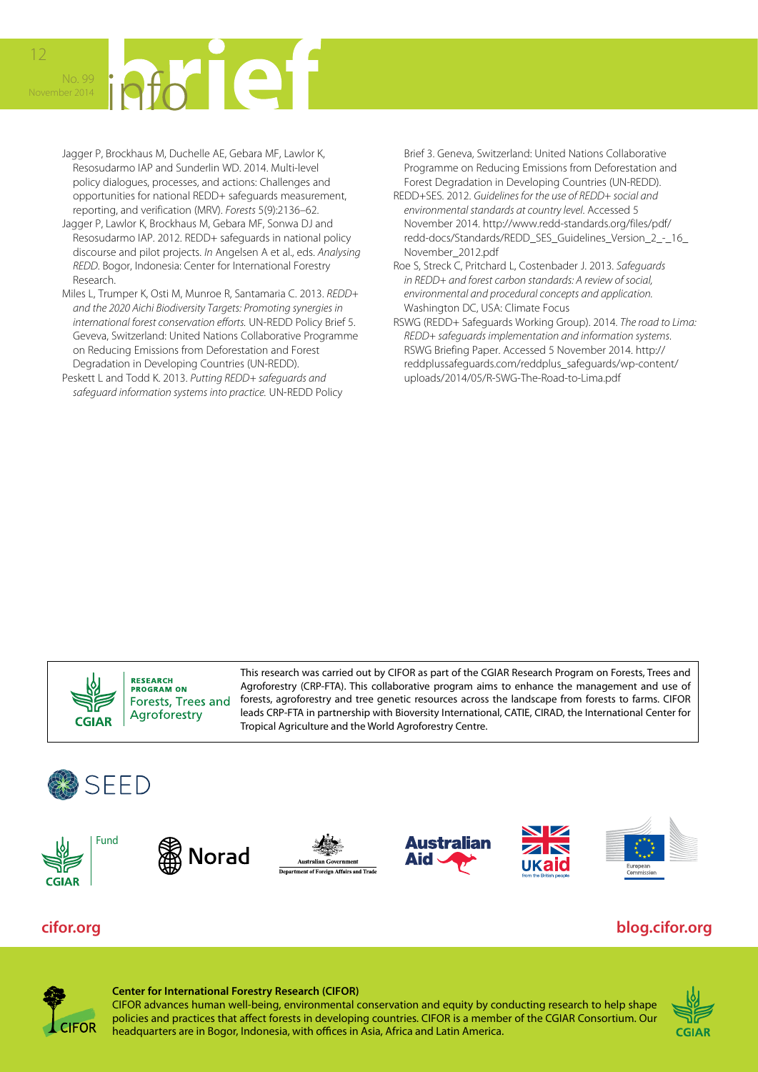Jagger P, Brockhaus M, Duchelle AE, Gebara MF, Lawlor K, Resosudarmo IAP and Sunderlin WD. 2014. Multi-level policy dialogues, processes, and actions: Challenges and opportunities for national REDD+ safeguards measurement, reporting, and verification (MRV). *Forests* 5(9):2136–62.

Jagger P, Lawlor K, Brockhaus M, Gebara MF, Sonwa DJ and Resosudarmo IAP. 2012. REDD+ safeguards in national policy discourse and pilot projects. *In* Angelsen A et al., eds. *Analysing REDD*. Bogor, Indonesia: Center for International Forestry Research.

Miles L, Trumper K, Osti M, Munroe R, Santamaria C. 2013. *REDD+ and the 2020 Aichi Biodiversity Targets: Promoting synergies in international forest conservation efforts.* UN-REDD Policy Brief 5. Geveva, Switzerland: United Nations Collaborative Programme on Reducing Emissions from Deforestation and Forest Degradation in Developing Countries (UN-REDD).

Peskett L and Todd K. 2013. *Putting REDD+ safeguards and safeguard information systems into practice.* UN-REDD Policy Brief 3. Geneva, Switzerland: United Nations Collaborative Programme on Reducing Emissions from Deforestation and Forest Degradation in Developing Countries (UN-REDD).

REDD+SES. 2012. *Guidelines for the use of REDD+ social and environmental standards at country level.* Accessed 5 November 2014. http://www.redd-standards.org/files/pdf/redd-docs/Standards/REDD_SES_Guidelines_Version_2_-_16_November_2012.pdf

Roe S, Streck C, Pritchard L, Costenbader J. 2013. *Safeguards in REDD+ and forest carbon standards: A review of social, environmental and procedural concepts and application.* Washington DC, USA: Climate Focus

RSWG (REDD+ Safeguards Working Group). 2014. *The road to Lima: REDD+ safeguards implementation and information systems.* RSWG Briefing Paper. Accessed 5 November 2014. http://reddplussafeguards.com/reddplus_safeguards/wp-content/uploads/2014/05/R-SWG-The-Road-to-Lima.pdf

RESEARCH PROGRAM ON Forests, Trees and Agroforestry

This research was carried out by CIFOR as part of the CGIAR Research Program on Forests, Trees and Agroforestry (CRP-FTA). This collaborative program aims to enhance the management and use of forests, agroforestry and tree genetic resources across the landscape from forests to farms. CIFOR leads CRP-FTA in partnership with Bioversity International, CATIE, CIRAD, the International Center for Tropical Agriculture and the World Agroforestry Centre.

SEED

CGIAR Fund | Norad | Australian Government Department of Foreign Affairs and Trade | Australian Aid | UKaid from the British people | European Commission

cifor.org

blog.cifor.org

**Center for International Forestry Research (CIFOR)**

CIFOR advances human well-being, environmental conservation and equity by conducting research to help shape policies and practices that affect forests in developing countries. CIFOR is a member of the CGIAR Consortium. Our headquarters are in Bogor, Indonesia, with offices in Asia, Africa and Latin America.